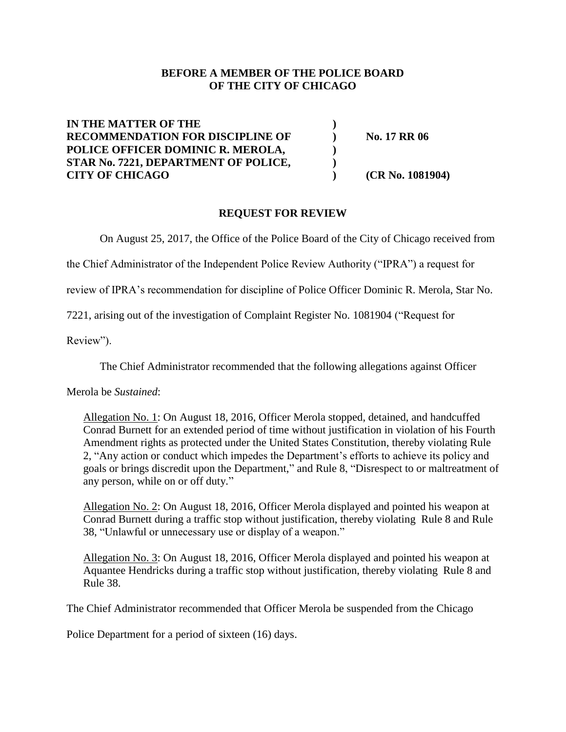**BEFORE A MEMBER OF THE POLICE BOARD OF THE CITY OF CHICAGO**

| | | |
|---|---|---|
| **IN THE MATTER OF THE** | **)** | |
| **RECOMMENDATION FOR DISCIPLINE OF** | **)** | **No. 17 RR 06** |
| **POLICE OFFICER DOMINIC R. MEROLA,** | **)** | |
| **STAR No. 7221, DEPARTMENT OF POLICE,** | **)** | |
| **CITY OF CHICAGO** | **)** | **(CR No. 1081904)** |

## REQUEST FOR REVIEW

On August 25, 2017, the Office of the Police Board of the City of Chicago received from the Chief Administrator of the Independent Police Review Authority ("IPRA") a request for review of IPRA's recommendation for discipline of Police Officer Dominic R. Merola, Star No. 7221, arising out of the investigation of Complaint Register No. 1081904 ("Request for Review").

The Chief Administrator recommended that the following allegations against Officer Merola be *Sustained*:

> Allegation No. 1: On August 18, 2016, Officer Merola stopped, detained, and handcuffed Conrad Burnett for an extended period of time without justification in violation of his Fourth Amendment rights as protected under the United States Constitution, thereby violating Rule 2, "Any action or conduct which impedes the Department's efforts to achieve its policy and goals or brings discredit upon the Department," and Rule 8, "Disrespect to or maltreatment of any person, while on or off duty."
>
> Allegation No. 2: On August 18, 2016, Officer Merola displayed and pointed his weapon at Conrad Burnett during a traffic stop without justification, thereby violating Rule 8 and Rule 38, "Unlawful or unnecessary use or display of a weapon."
>
> Allegation No. 3: On August 18, 2016, Officer Merola displayed and pointed his weapon at Aquantee Hendricks during a traffic stop without justification, thereby violating Rule 8 and Rule 38.

The Chief Administrator recommended that Officer Merola be suspended from the Chicago Police Department for a period of sixteen (16) days.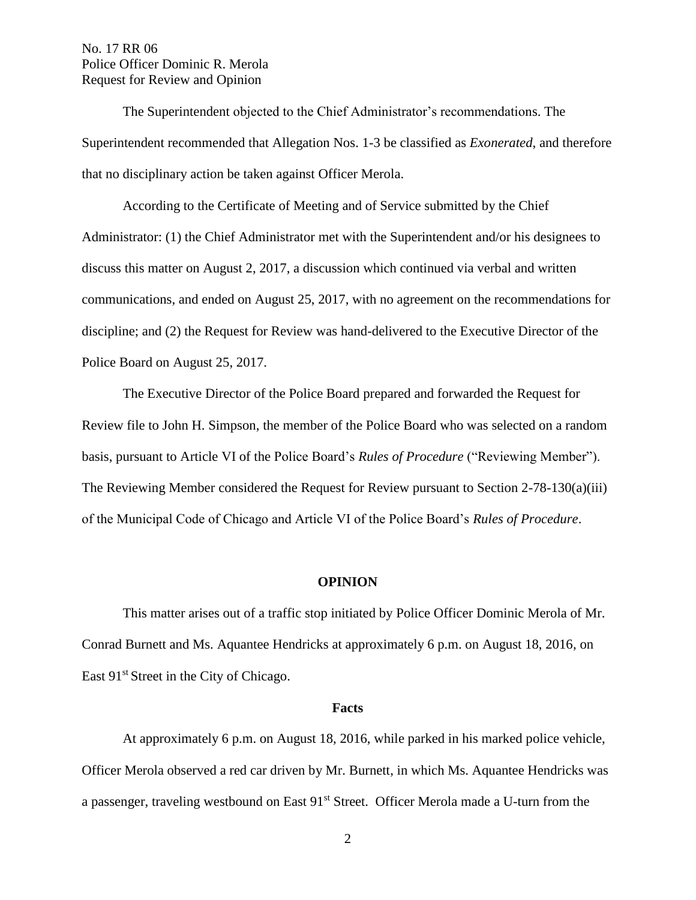The Superintendent objected to the Chief Administrator's recommendations. The Superintendent recommended that Allegation Nos. 1-3 be classified as *Exonerated*, and therefore that no disciplinary action be taken against Officer Merola.

According to the Certificate of Meeting and of Service submitted by the Chief Administrator: (1) the Chief Administrator met with the Superintendent and/or his designees to discuss this matter on August 2, 2017, a discussion which continued via verbal and written communications, and ended on August 25, 2017, with no agreement on the recommendations for discipline; and (2) the Request for Review was hand-delivered to the Executive Director of the Police Board on August 25, 2017.

The Executive Director of the Police Board prepared and forwarded the Request for Review file to John H. Simpson, the member of the Police Board who was selected on a random basis, pursuant to Article VI of the Police Board's *Rules of Procedure* ("Reviewing Member"). The Reviewing Member considered the Request for Review pursuant to Section 2-78-130(a)(iii) of the Municipal Code of Chicago and Article VI of the Police Board's *Rules of Procedure*.

## OPINION

This matter arises out of a traffic stop initiated by Police Officer Dominic Merola of Mr. Conrad Burnett and Ms. Aquantee Hendricks at approximately 6 p.m. on August 18, 2016, on East 91st Street in the City of Chicago.

### Facts

At approximately 6 p.m. on August 18, 2016, while parked in his marked police vehicle, Officer Merola observed a red car driven by Mr. Burnett, in which Ms. Aquantee Hendricks was a passenger, traveling westbound on East 91st Street. Officer Merola made a U-turn from the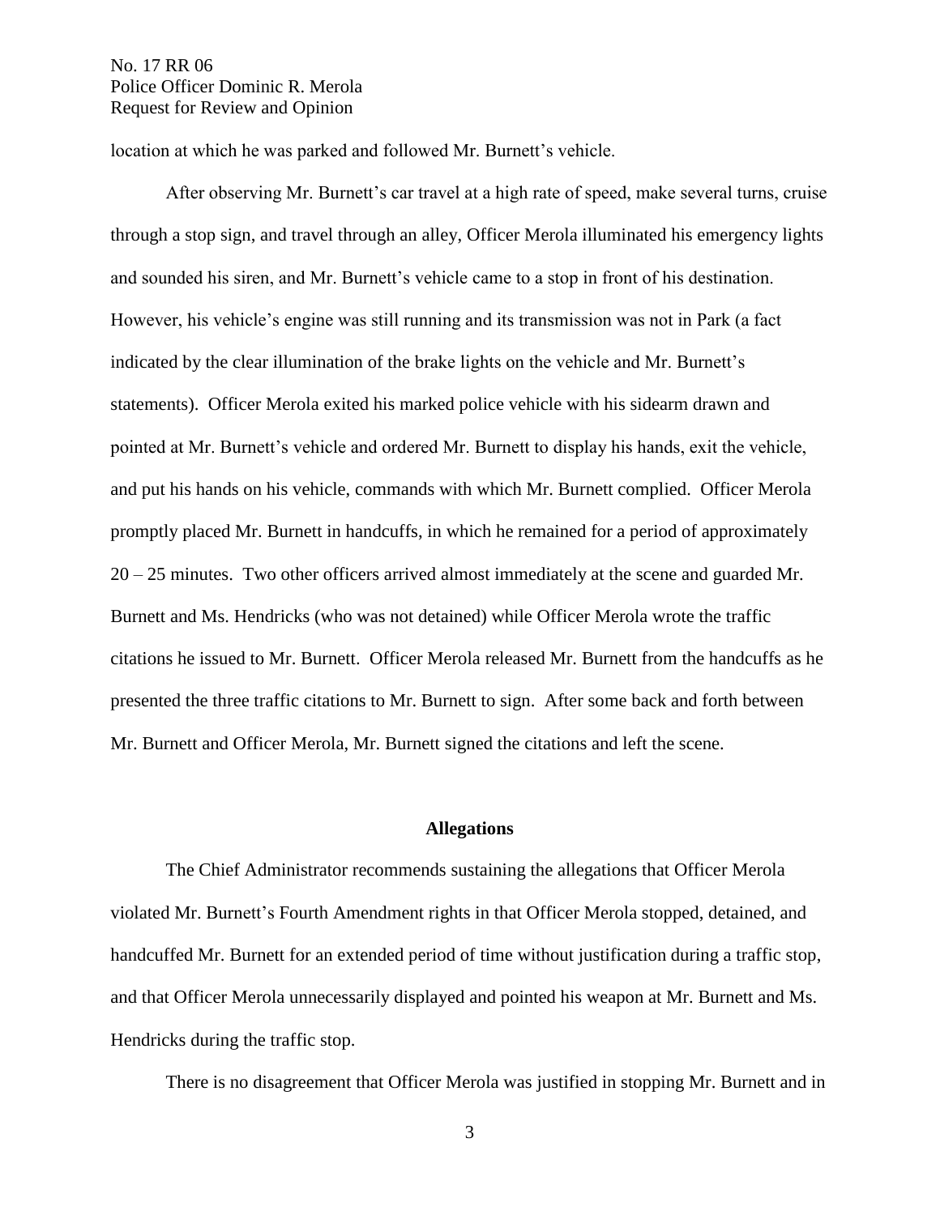location at which he was parked and followed Mr. Burnett's vehicle.

After observing Mr. Burnett's car travel at a high rate of speed, make several turns, cruise through a stop sign, and travel through an alley, Officer Merola illuminated his emergency lights and sounded his siren, and Mr. Burnett's vehicle came to a stop in front of his destination. However, his vehicle's engine was still running and its transmission was not in Park (a fact indicated by the clear illumination of the brake lights on the vehicle and Mr. Burnett's statements). Officer Merola exited his marked police vehicle with his sidearm drawn and pointed at Mr. Burnett's vehicle and ordered Mr. Burnett to display his hands, exit the vehicle, and put his hands on his vehicle, commands with which Mr. Burnett complied. Officer Merola promptly placed Mr. Burnett in handcuffs, in which he remained for a period of approximately 20 – 25 minutes. Two other officers arrived almost immediately at the scene and guarded Mr. Burnett and Ms. Hendricks (who was not detained) while Officer Merola wrote the traffic citations he issued to Mr. Burnett. Officer Merola released Mr. Burnett from the handcuffs as he presented the three traffic citations to Mr. Burnett to sign. After some back and forth between Mr. Burnett and Officer Merola, Mr. Burnett signed the citations and left the scene.

## Allegations

The Chief Administrator recommends sustaining the allegations that Officer Merola violated Mr. Burnett's Fourth Amendment rights in that Officer Merola stopped, detained, and handcuffed Mr. Burnett for an extended period of time without justification during a traffic stop, and that Officer Merola unnecessarily displayed and pointed his weapon at Mr. Burnett and Ms. Hendricks during the traffic stop.

There is no disagreement that Officer Merola was justified in stopping Mr. Burnett and in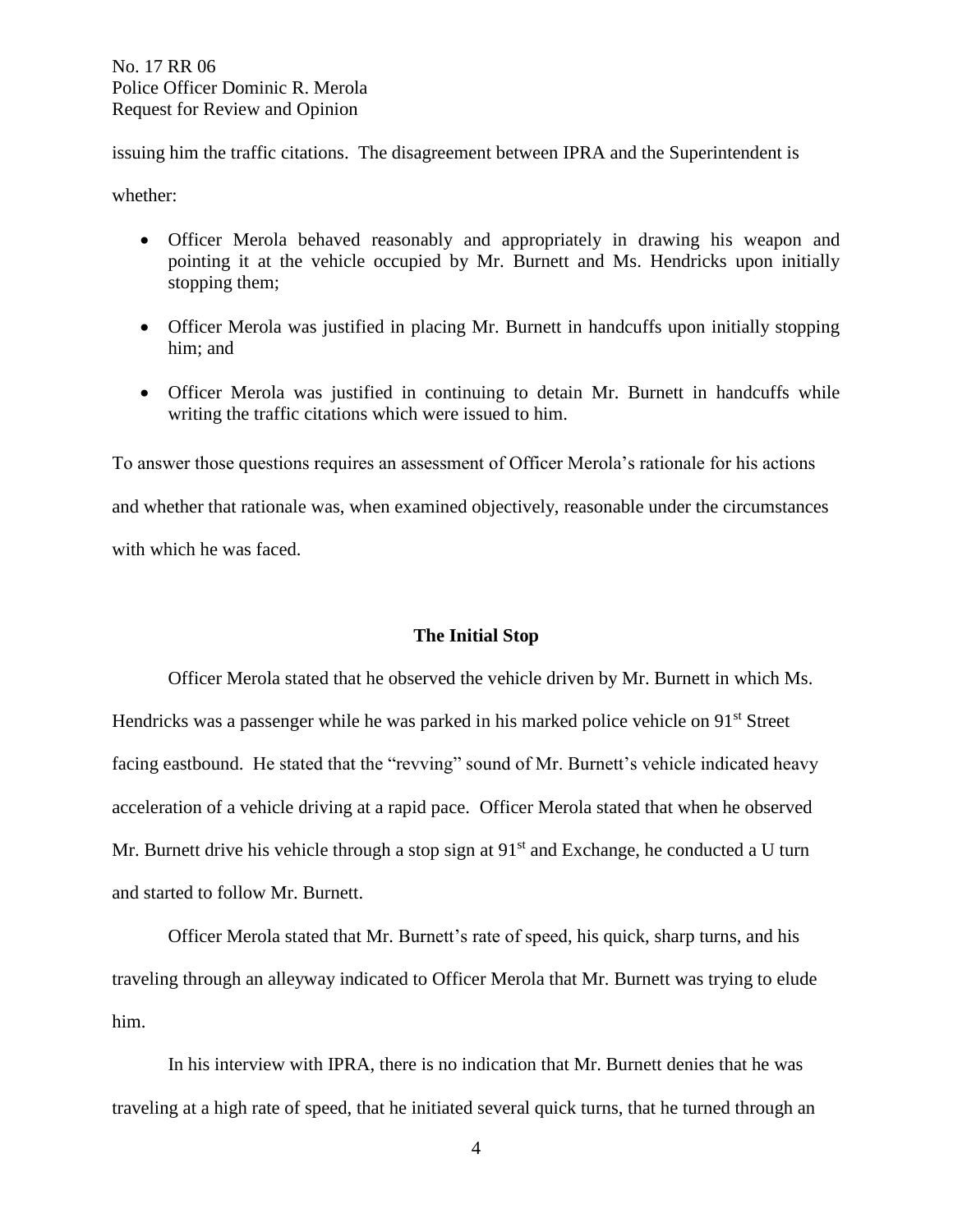issuing him the traffic citations. The disagreement between IPRA and the Superintendent is whether:

- Officer Merola behaved reasonably and appropriately in drawing his weapon and pointing it at the vehicle occupied by Mr. Burnett and Ms. Hendricks upon initially stopping them;
- Officer Merola was justified in placing Mr. Burnett in handcuffs upon initially stopping him; and
- Officer Merola was justified in continuing to detain Mr. Burnett in handcuffs while writing the traffic citations which were issued to him.

To answer those questions requires an assessment of Officer Merola's rationale for his actions and whether that rationale was, when examined objectively, reasonable under the circumstances with which he was faced.

## The Initial Stop

Officer Merola stated that he observed the vehicle driven by Mr. Burnett in which Ms. Hendricks was a passenger while he was parked in his marked police vehicle on 91st Street facing eastbound. He stated that the "revving" sound of Mr. Burnett's vehicle indicated heavy acceleration of a vehicle driving at a rapid pace. Officer Merola stated that when he observed Mr. Burnett drive his vehicle through a stop sign at 91st and Exchange, he conducted a U turn and started to follow Mr. Burnett.

Officer Merola stated that Mr. Burnett's rate of speed, his quick, sharp turns, and his traveling through an alleyway indicated to Officer Merola that Mr. Burnett was trying to elude him.

In his interview with IPRA, there is no indication that Mr. Burnett denies that he was traveling at a high rate of speed, that he initiated several quick turns, that he turned through an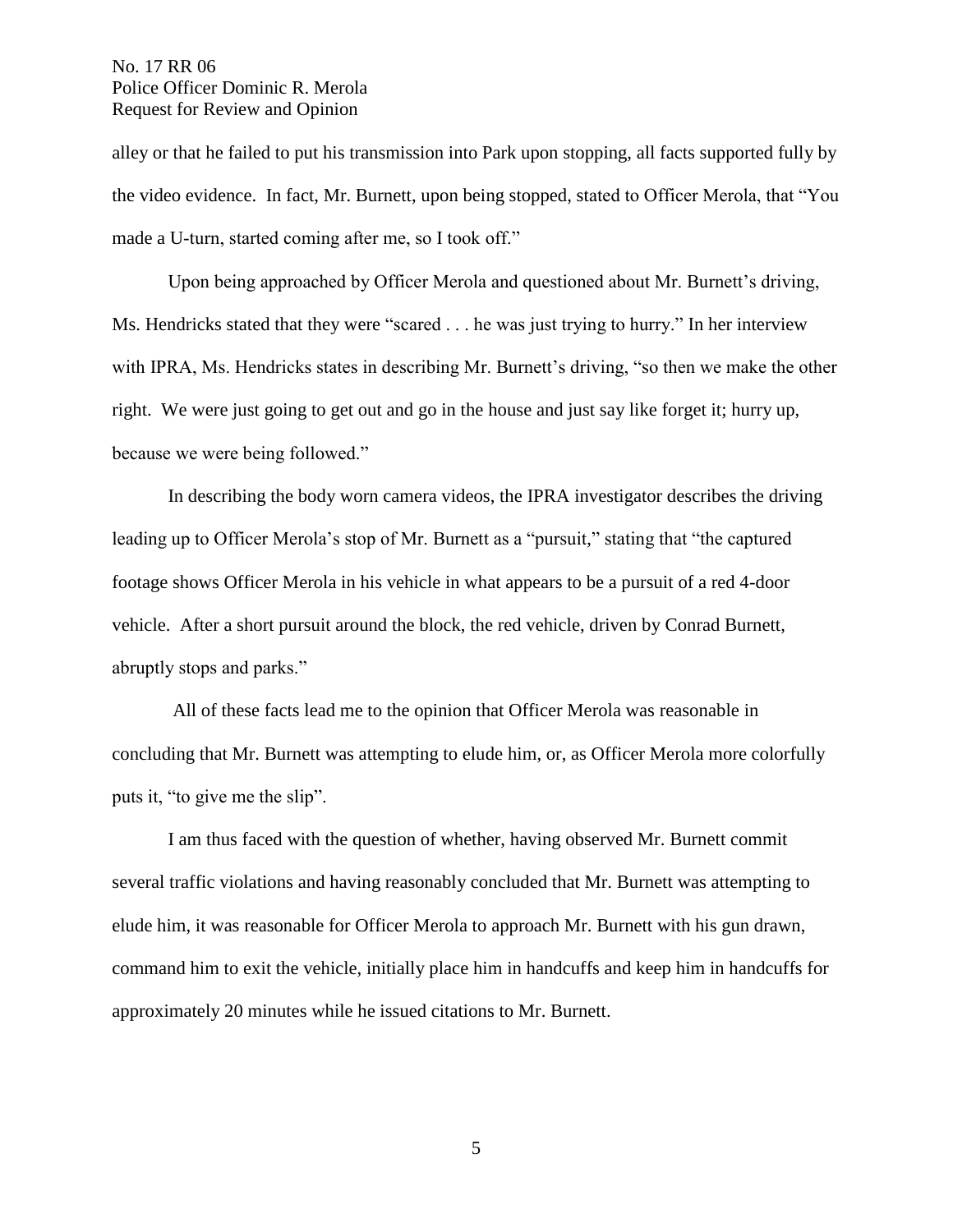alley or that he failed to put his transmission into Park upon stopping, all facts supported fully by the video evidence. In fact, Mr. Burnett, upon being stopped, stated to Officer Merola, that "You made a U-turn, started coming after me, so I took off."

Upon being approached by Officer Merola and questioned about Mr. Burnett's driving, Ms. Hendricks stated that they were "scared . . . he was just trying to hurry." In her interview with IPRA, Ms. Hendricks states in describing Mr. Burnett's driving, "so then we make the other right. We were just going to get out and go in the house and just say like forget it; hurry up, because we were being followed."

In describing the body worn camera videos, the IPRA investigator describes the driving leading up to Officer Merola's stop of Mr. Burnett as a "pursuit," stating that "the captured footage shows Officer Merola in his vehicle in what appears to be a pursuit of a red 4-door vehicle. After a short pursuit around the block, the red vehicle, driven by Conrad Burnett, abruptly stops and parks."

All of these facts lead me to the opinion that Officer Merola was reasonable in concluding that Mr. Burnett was attempting to elude him, or, as Officer Merola more colorfully puts it, "to give me the slip".

I am thus faced with the question of whether, having observed Mr. Burnett commit several traffic violations and having reasonably concluded that Mr. Burnett was attempting to elude him, it was reasonable for Officer Merola to approach Mr. Burnett with his gun drawn, command him to exit the vehicle, initially place him in handcuffs and keep him in handcuffs for approximately 20 minutes while he issued citations to Mr. Burnett.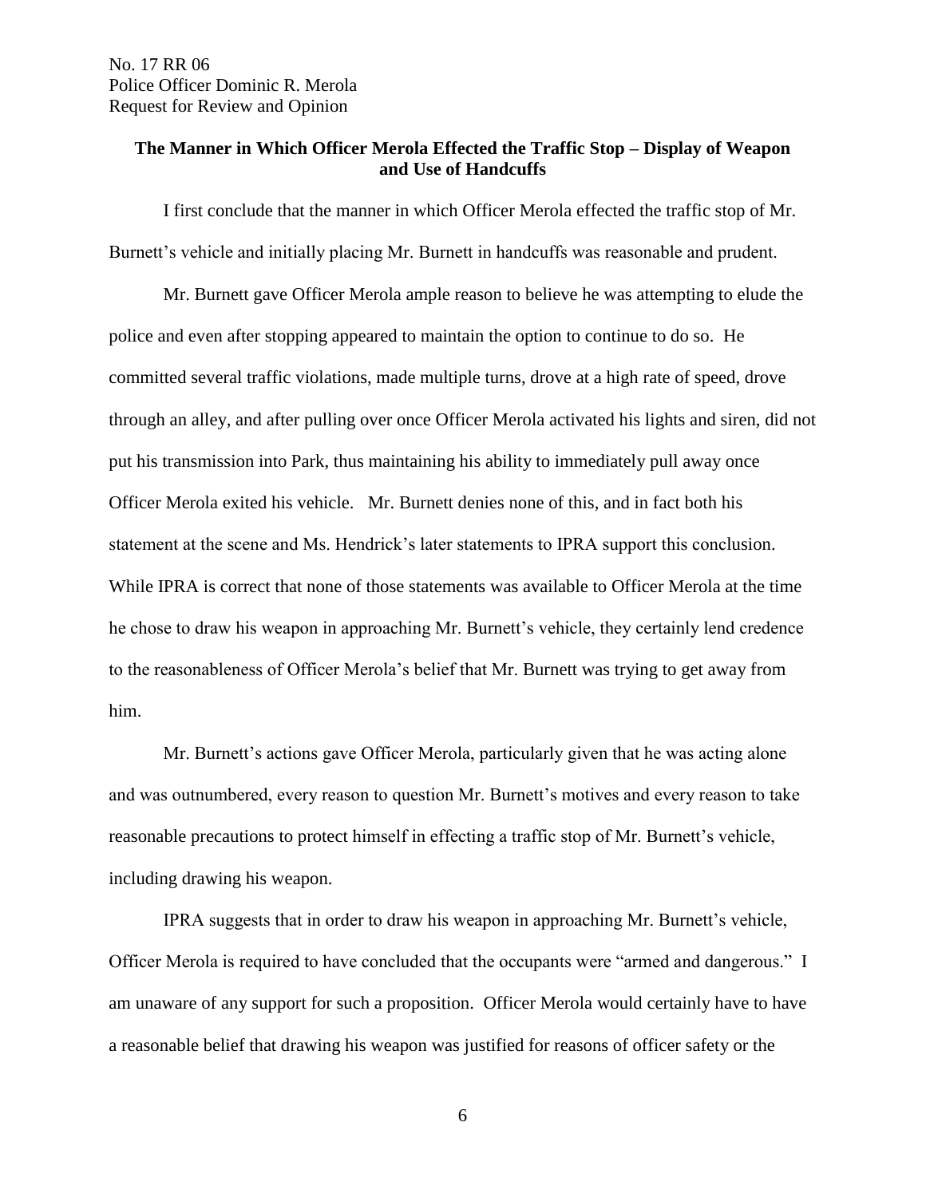## The Manner in Which Officer Merola Effected the Traffic Stop – Display of Weapon and Use of Handcuffs

I first conclude that the manner in which Officer Merola effected the traffic stop of Mr. Burnett's vehicle and initially placing Mr. Burnett in handcuffs was reasonable and prudent.

Mr. Burnett gave Officer Merola ample reason to believe he was attempting to elude the police and even after stopping appeared to maintain the option to continue to do so. He committed several traffic violations, made multiple turns, drove at a high rate of speed, drove through an alley, and after pulling over once Officer Merola activated his lights and siren, did not put his transmission into Park, thus maintaining his ability to immediately pull away once Officer Merola exited his vehicle. Mr. Burnett denies none of this, and in fact both his statement at the scene and Ms. Hendrick's later statements to IPRA support this conclusion. While IPRA is correct that none of those statements was available to Officer Merola at the time he chose to draw his weapon in approaching Mr. Burnett's vehicle, they certainly lend credence to the reasonableness of Officer Merola's belief that Mr. Burnett was trying to get away from him.

Mr. Burnett's actions gave Officer Merola, particularly given that he was acting alone and was outnumbered, every reason to question Mr. Burnett's motives and every reason to take reasonable precautions to protect himself in effecting a traffic stop of Mr. Burnett's vehicle, including drawing his weapon.

IPRA suggests that in order to draw his weapon in approaching Mr. Burnett's vehicle, Officer Merola is required to have concluded that the occupants were "armed and dangerous." I am unaware of any support for such a proposition. Officer Merola would certainly have to have a reasonable belief that drawing his weapon was justified for reasons of officer safety or the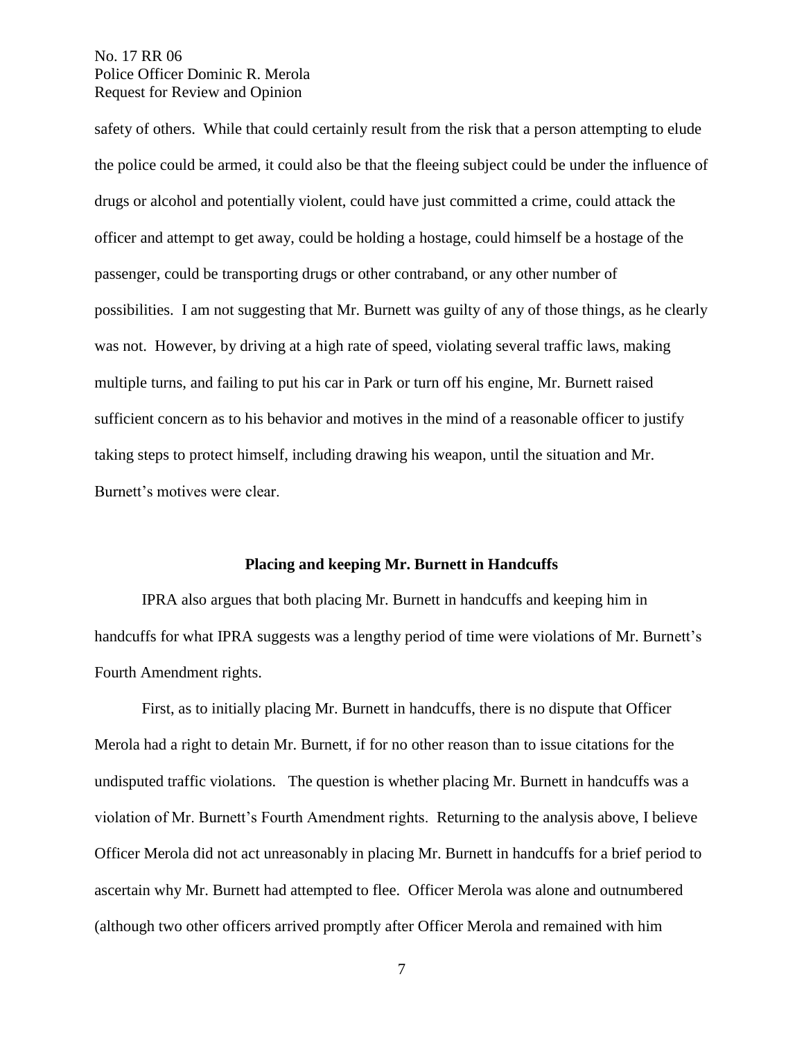safety of others. While that could certainly result from the risk that a person attempting to elude the police could be armed, it could also be that the fleeing subject could be under the influence of drugs or alcohol and potentially violent, could have just committed a crime, could attack the officer and attempt to get away, could be holding a hostage, could himself be a hostage of the passenger, could be transporting drugs or other contraband, or any other number of possibilities. I am not suggesting that Mr. Burnett was guilty of any of those things, as he clearly was not. However, by driving at a high rate of speed, violating several traffic laws, making multiple turns, and failing to put his car in Park or turn off his engine, Mr. Burnett raised sufficient concern as to his behavior and motives in the mind of a reasonable officer to justify taking steps to protect himself, including drawing his weapon, until the situation and Mr. Burnett's motives were clear.

**Placing and keeping Mr. Burnett in Handcuffs**

IPRA also argues that both placing Mr. Burnett in handcuffs and keeping him in handcuffs for what IPRA suggests was a lengthy period of time were violations of Mr. Burnett's Fourth Amendment rights.

First, as to initially placing Mr. Burnett in handcuffs, there is no dispute that Officer Merola had a right to detain Mr. Burnett, if for no other reason than to issue citations for the undisputed traffic violations. The question is whether placing Mr. Burnett in handcuffs was a violation of Mr. Burnett's Fourth Amendment rights. Returning to the analysis above, I believe Officer Merola did not act unreasonably in placing Mr. Burnett in handcuffs for a brief period to ascertain why Mr. Burnett had attempted to flee. Officer Merola was alone and outnumbered (although two other officers arrived promptly after Officer Merola and remained with him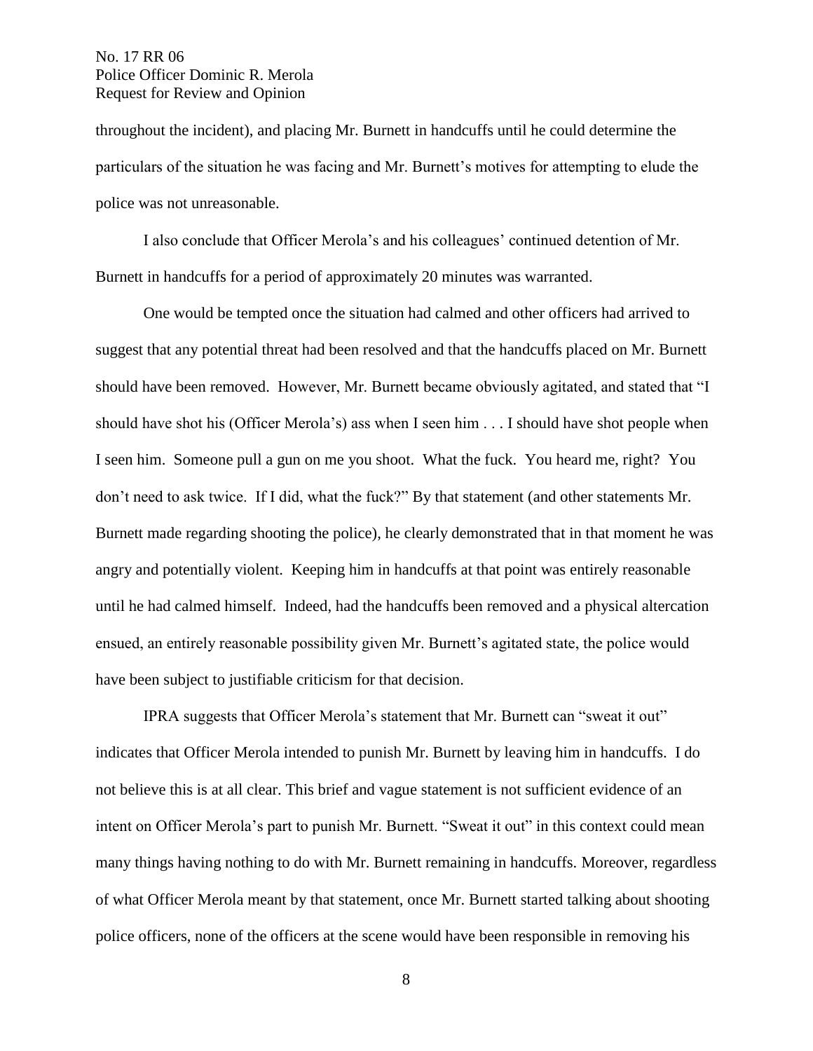throughout the incident), and placing Mr. Burnett in handcuffs until he could determine the particulars of the situation he was facing and Mr. Burnett's motives for attempting to elude the police was not unreasonable.

I also conclude that Officer Merola's and his colleagues' continued detention of Mr. Burnett in handcuffs for a period of approximately 20 minutes was warranted.

One would be tempted once the situation had calmed and other officers had arrived to suggest that any potential threat had been resolved and that the handcuffs placed on Mr. Burnett should have been removed. However, Mr. Burnett became obviously agitated, and stated that "I should have shot his (Officer Merola's) ass when I seen him . . . I should have shot people when I seen him. Someone pull a gun on me you shoot. What the fuck. You heard me, right? You don't need to ask twice. If I did, what the fuck?" By that statement (and other statements Mr. Burnett made regarding shooting the police), he clearly demonstrated that in that moment he was angry and potentially violent. Keeping him in handcuffs at that point was entirely reasonable until he had calmed himself. Indeed, had the handcuffs been removed and a physical altercation ensued, an entirely reasonable possibility given Mr. Burnett's agitated state, the police would have been subject to justifiable criticism for that decision.

IPRA suggests that Officer Merola's statement that Mr. Burnett can "sweat it out" indicates that Officer Merola intended to punish Mr. Burnett by leaving him in handcuffs. I do not believe this is at all clear. This brief and vague statement is not sufficient evidence of an intent on Officer Merola's part to punish Mr. Burnett. "Sweat it out" in this context could mean many things having nothing to do with Mr. Burnett remaining in handcuffs. Moreover, regardless of what Officer Merola meant by that statement, once Mr. Burnett started talking about shooting police officers, none of the officers at the scene would have been responsible in removing his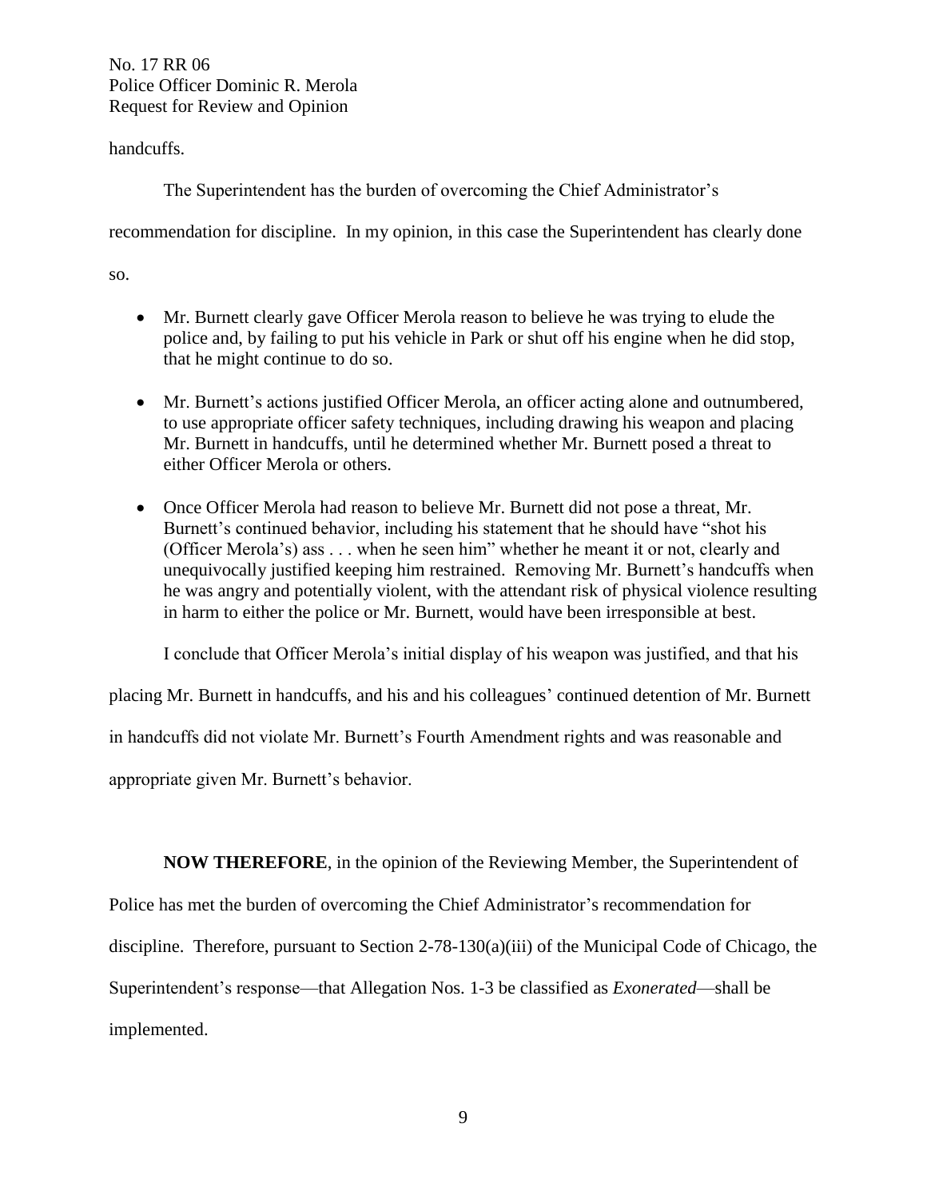handcuffs.

The Superintendent has the burden of overcoming the Chief Administrator's recommendation for discipline. In my opinion, in this case the Superintendent has clearly done so.

- Mr. Burnett clearly gave Officer Merola reason to believe he was trying to elude the police and, by failing to put his vehicle in Park or shut off his engine when he did stop, that he might continue to do so.

- Mr. Burnett's actions justified Officer Merola, an officer acting alone and outnumbered, to use appropriate officer safety techniques, including drawing his weapon and placing Mr. Burnett in handcuffs, until he determined whether Mr. Burnett posed a threat to either Officer Merola or others.

- Once Officer Merola had reason to believe Mr. Burnett did not pose a threat, Mr. Burnett's continued behavior, including his statement that he should have "shot his (Officer Merola's) ass . . . when he seen him" whether he meant it or not, clearly and unequivocally justified keeping him restrained. Removing Mr. Burnett's handcuffs when he was angry and potentially violent, with the attendant risk of physical violence resulting in harm to either the police or Mr. Burnett, would have been irresponsible at best.

I conclude that Officer Merola's initial display of his weapon was justified, and that his placing Mr. Burnett in handcuffs, and his and his colleagues' continued detention of Mr. Burnett in handcuffs did not violate Mr. Burnett's Fourth Amendment rights and was reasonable and appropriate given Mr. Burnett's behavior.

**NOW THEREFORE**, in the opinion of the Reviewing Member, the Superintendent of Police has met the burden of overcoming the Chief Administrator's recommendation for discipline. Therefore, pursuant to Section 2-78-130(a)(iii) of the Municipal Code of Chicago, the Superintendent's response—that Allegation Nos. 1-3 be classified as *Exonerated*—shall be implemented.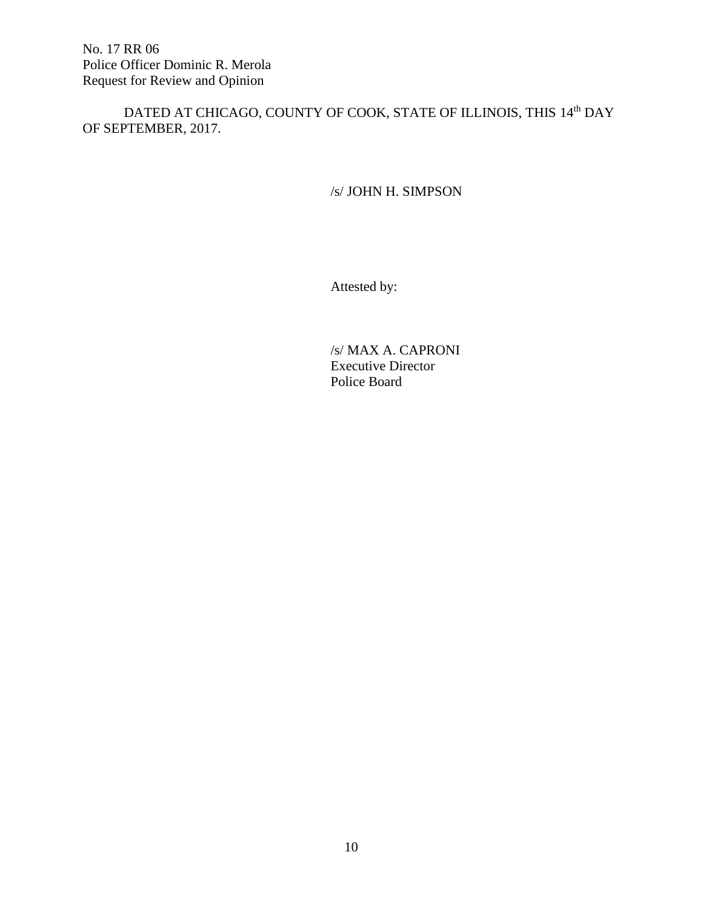DATED AT CHICAGO, COUNTY OF COOK, STATE OF ILLINOIS, THIS 14th DAY OF SEPTEMBER, 2017.

/s/ JOHN H. SIMPSON

Attested by:

/s/ MAX A. CAPRONI  
Executive Director  
Police Board